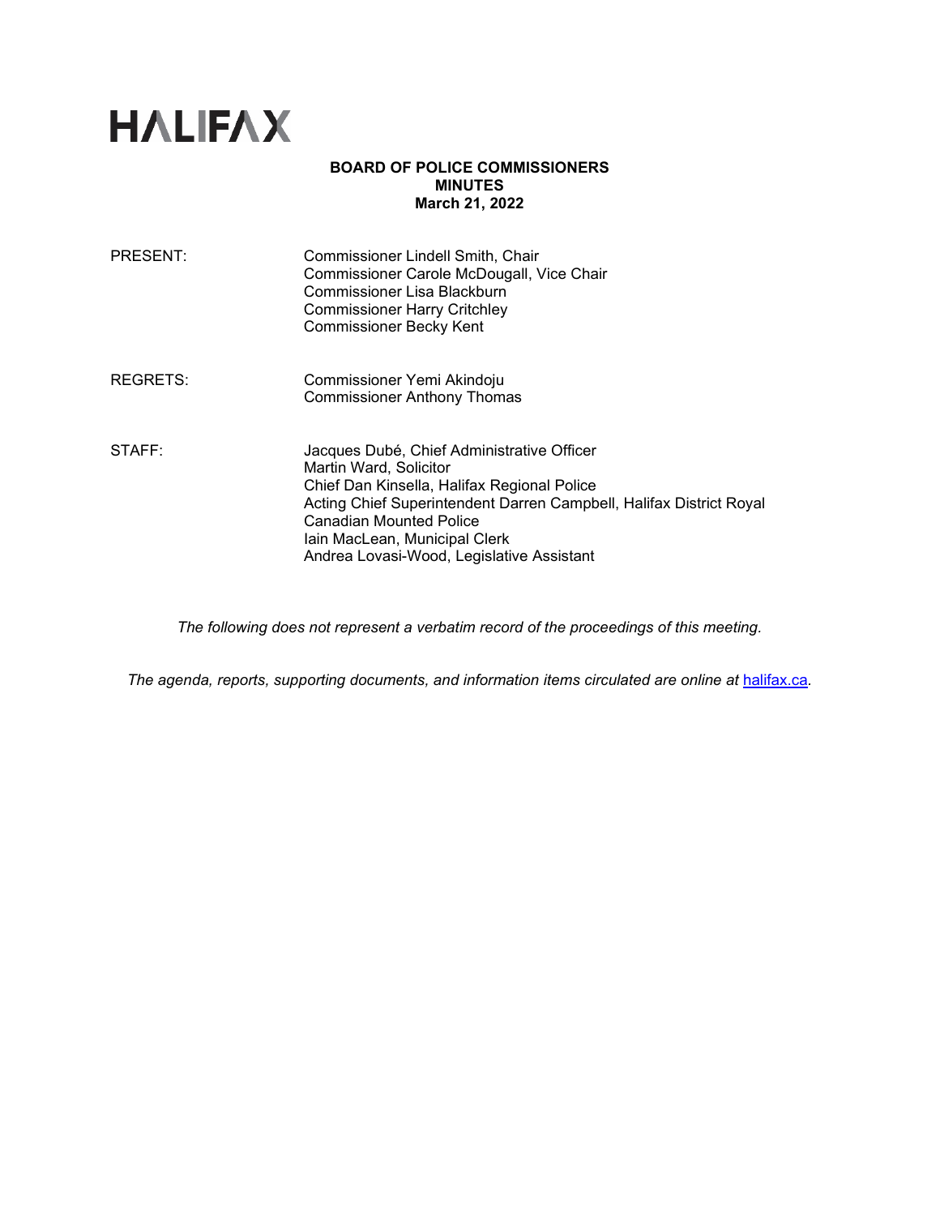# HALIFAX

**BOARD OF POLICE COMMISSIONERS**
**MINUTES**
**March 21, 2022**

| | |
|---|---|
| PRESENT: | Commissioner Lindell Smith, Chair<br>Commissioner Carole McDougall, Vice Chair<br>Commissioner Lisa Blackburn<br>Commissioner Harry Critchley<br>Commissioner Becky Kent |
| REGRETS: | Commissioner Yemi Akindoju<br>Commissioner Anthony Thomas |
| STAFF: | Jacques Dubé, Chief Administrative Officer<br>Martin Ward, Solicitor<br>Chief Dan Kinsella, Halifax Regional Police<br>Acting Chief Superintendent Darren Campbell, Halifax District Royal Canadian Mounted Police<br>Iain MacLean, Municipal Clerk<br>Andrea Lovasi-Wood, Legislative Assistant |

*The following does not represent a verbatim record of the proceedings of this meeting.*

*The agenda, reports, supporting documents, and information items circulated are online at [halifax.ca](http://www.halifax.ca).*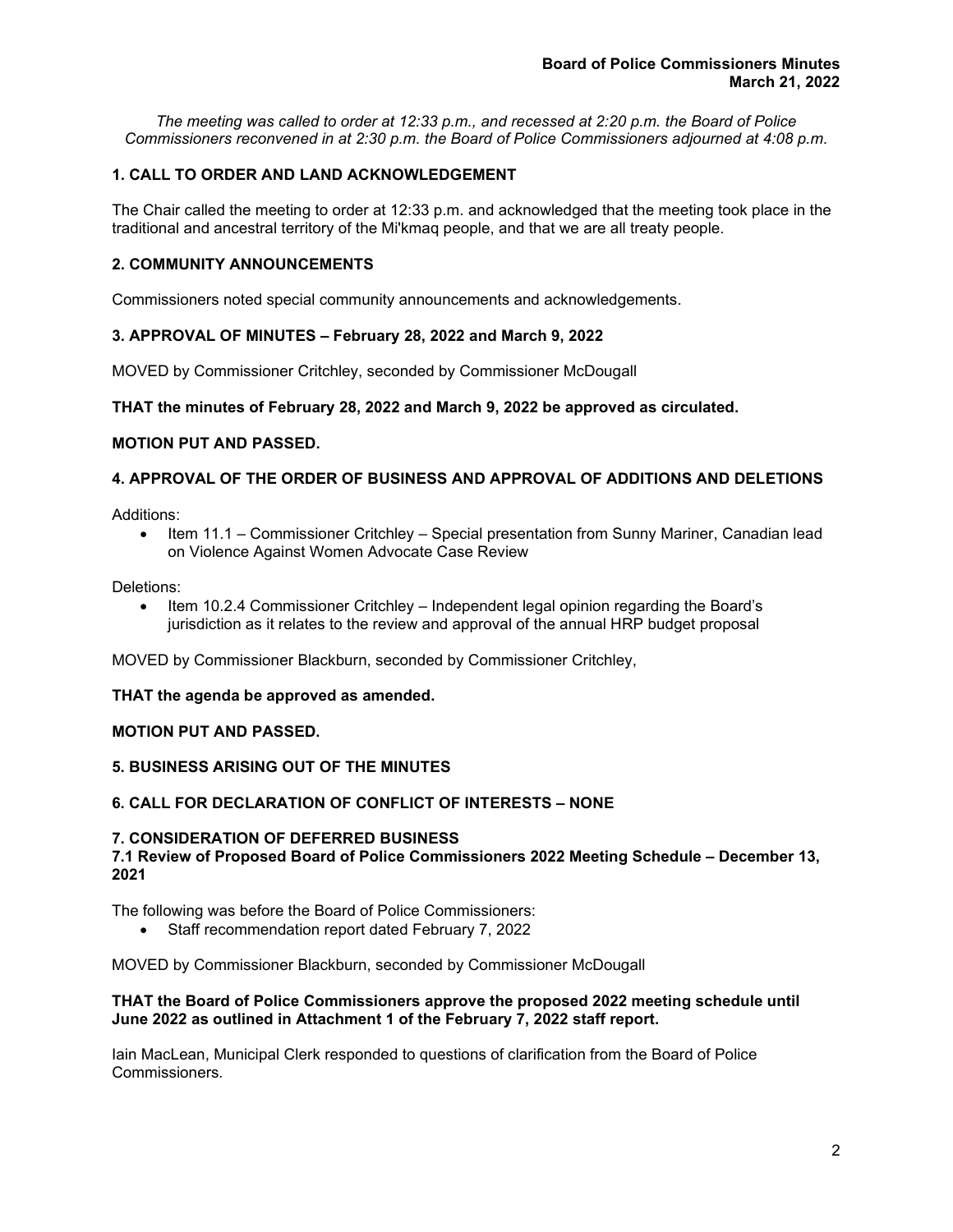*The meeting was called to order at 12:33 p.m., and recessed at 2:20 p.m. the Board of Police Commissioners reconvened in at 2:30 p.m. the Board of Police Commissioners adjourned at 4:08 p.m.*

## 1. CALL TO ORDER AND LAND ACKNOWLEDGEMENT

The Chair called the meeting to order at 12:33 p.m. and acknowledged that the meeting took place in the traditional and ancestral territory of the Mi'kmaq people, and that we are all treaty people.

## 2. COMMUNITY ANNOUNCEMENTS

Commissioners noted special community announcements and acknowledgements.

## 3. APPROVAL OF MINUTES – February 28, 2022 and March 9, 2022

MOVED by Commissioner Critchley, seconded by Commissioner McDougall

**THAT the minutes of February 28, 2022 and March 9, 2022 be approved as circulated.**

**MOTION PUT AND PASSED.**

## 4. APPROVAL OF THE ORDER OF BUSINESS AND APPROVAL OF ADDITIONS AND DELETIONS

Additions:

- Item 11.1 – Commissioner Critchley – Special presentation from Sunny Mariner, Canadian lead on Violence Against Women Advocate Case Review

Deletions:

- Item 10.2.4 Commissioner Critchley – Independent legal opinion regarding the Board's jurisdiction as it relates to the review and approval of the annual HRP budget proposal

MOVED by Commissioner Blackburn, seconded by Commissioner Critchley,

**THAT the agenda be approved as amended.**

**MOTION PUT AND PASSED.**

## 5. BUSINESS ARISING OUT OF THE MINUTES

## 6. CALL FOR DECLARATION OF CONFLICT OF INTERESTS – NONE

## 7. CONSIDERATION OF DEFERRED BUSINESS

### 7.1 Review of Proposed Board of Police Commissioners 2022 Meeting Schedule – December 13, 2021

The following was before the Board of Police Commissioners:

- Staff recommendation report dated February 7, 2022

MOVED by Commissioner Blackburn, seconded by Commissioner McDougall

**THAT the Board of Police Commissioners approve the proposed 2022 meeting schedule until June 2022 as outlined in Attachment 1 of the February 7, 2022 staff report.**

Iain MacLean, Municipal Clerk responded to questions of clarification from the Board of Police Commissioners.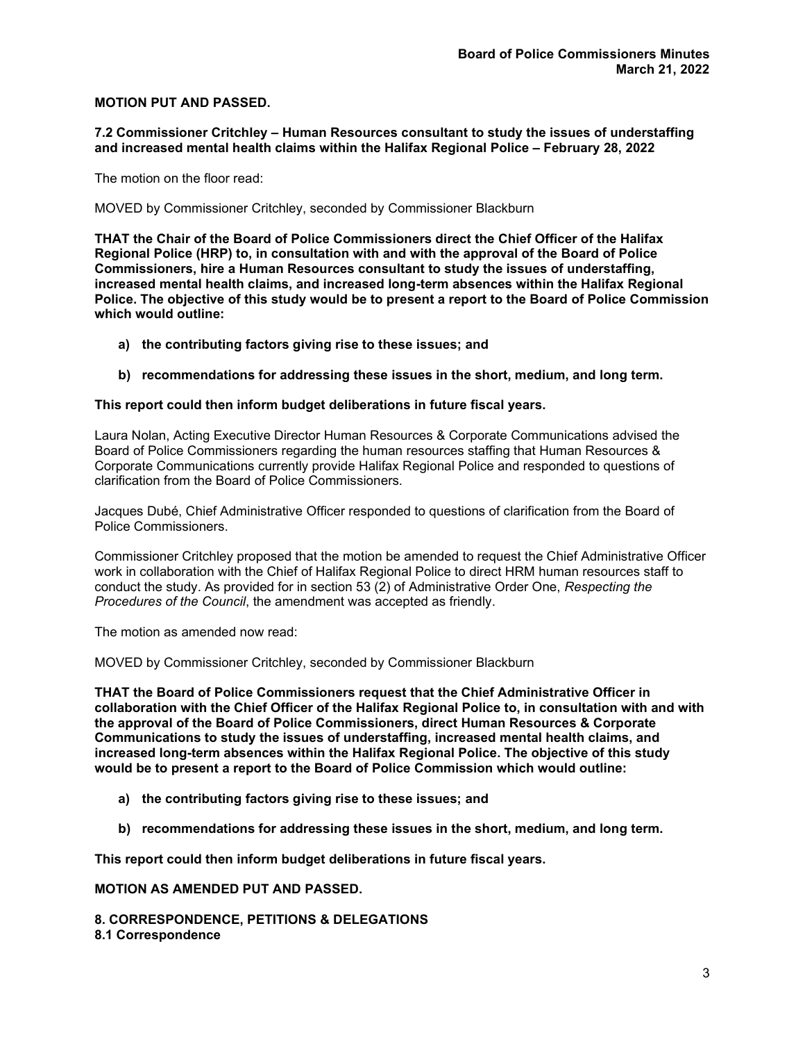**MOTION PUT AND PASSED.**

**7.2 Commissioner Critchley – Human Resources consultant to study the issues of understaffing and increased mental health claims within the Halifax Regional Police – February 28, 2022**

The motion on the floor read:

MOVED by Commissioner Critchley, seconded by Commissioner Blackburn

**THAT the Chair of the Board of Police Commissioners direct the Chief Officer of the Halifax Regional Police (HRP) to, in consultation with and with the approval of the Board of Police Commissioners, hire a Human Resources consultant to study the issues of understaffing, increased mental health claims, and increased long-term absences within the Halifax Regional Police. The objective of this study would be to present a report to the Board of Police Commission which would outline:**

- **a) the contributing factors giving rise to these issues; and**
- **b) recommendations for addressing these issues in the short, medium, and long term.**

**This report could then inform budget deliberations in future fiscal years.**

Laura Nolan, Acting Executive Director Human Resources & Corporate Communications advised the Board of Police Commissioners regarding the human resources staffing that Human Resources & Corporate Communications currently provide Halifax Regional Police and responded to questions of clarification from the Board of Police Commissioners.

Jacques Dubé, Chief Administrative Officer responded to questions of clarification from the Board of Police Commissioners.

Commissioner Critchley proposed that the motion be amended to request the Chief Administrative Officer work in collaboration with the Chief of Halifax Regional Police to direct HRM human resources staff to conduct the study. As provided for in section 53 (2) of Administrative Order One, *Respecting the Procedures of the Council*, the amendment was accepted as friendly.

The motion as amended now read:

MOVED by Commissioner Critchley, seconded by Commissioner Blackburn

**THAT the Board of Police Commissioners request that the Chief Administrative Officer in collaboration with the Chief Officer of the Halifax Regional Police to, in consultation with and with the approval of the Board of Police Commissioners, direct Human Resources & Corporate Communications to study the issues of understaffing, increased mental health claims, and increased long-term absences within the Halifax Regional Police. The objective of this study would be to present a report to the Board of Police Commission which would outline:**

- **a) the contributing factors giving rise to these issues; and**
- **b) recommendations for addressing these issues in the short, medium, and long term.**

**This report could then inform budget deliberations in future fiscal years.**

**MOTION AS AMENDED PUT AND PASSED.**

## 8. CORRESPONDENCE, PETITIONS & DELEGATIONS

### 8.1 Correspondence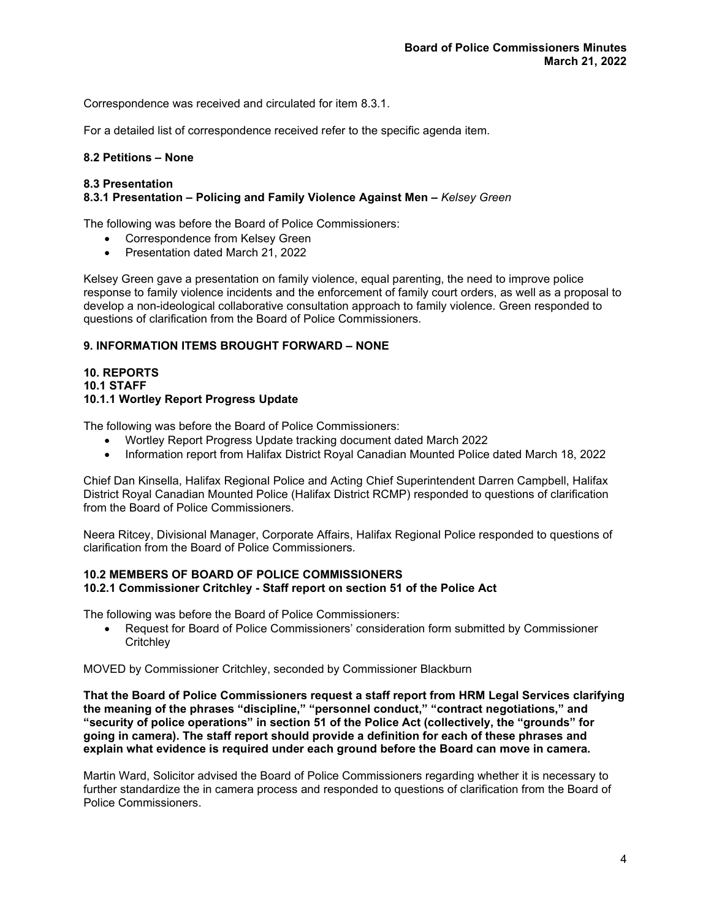Correspondence was received and circulated for item 8.3.1.

For a detailed list of correspondence received refer to the specific agenda item.

**8.2 Petitions – None**

**8.3 Presentation**
**8.3.1 Presentation – Policing and Family Violence Against Men –** ***Kelsey Green***

The following was before the Board of Police Commissioners:

- Correspondence from Kelsey Green
- Presentation dated March 21, 2022

Kelsey Green gave a presentation on family violence, equal parenting, the need to improve police response to family violence incidents and the enforcement of family court orders, as well as a proposal to develop a non-ideological collaborative consultation approach to family violence. Green responded to questions of clarification from the Board of Police Commissioners.

**9. INFORMATION ITEMS BROUGHT FORWARD – NONE**

**10. REPORTS**
**10.1 STAFF**
**10.1.1 Wortley Report Progress Update**

The following was before the Board of Police Commissioners:

- Wortley Report Progress Update tracking document dated March 2022
- Information report from Halifax District Royal Canadian Mounted Police dated March 18, 2022

Chief Dan Kinsella, Halifax Regional Police and Acting Chief Superintendent Darren Campbell, Halifax District Royal Canadian Mounted Police (Halifax District RCMP) responded to questions of clarification from the Board of Police Commissioners.

Neera Ritcey, Divisional Manager, Corporate Affairs, Halifax Regional Police responded to questions of clarification from the Board of Police Commissioners.

**10.2 MEMBERS OF BOARD OF POLICE COMMISSIONERS**
**10.2.1 Commissioner Critchley - Staff report on section 51 of the Police Act**

The following was before the Board of Police Commissioners:

- Request for Board of Police Commissioners' consideration form submitted by Commissioner Critchley

MOVED by Commissioner Critchley, seconded by Commissioner Blackburn

**That the Board of Police Commissioners request a staff report from HRM Legal Services clarifying the meaning of the phrases "discipline," "personnel conduct," "contract negotiations," and "security of police operations" in section 51 of the Police Act (collectively, the "grounds" for going in camera). The staff report should provide a definition for each of these phrases and explain what evidence is required under each ground before the Board can move in camera.**

Martin Ward, Solicitor advised the Board of Police Commissioners regarding whether it is necessary to further standardize the in camera process and responded to questions of clarification from the Board of Police Commissioners.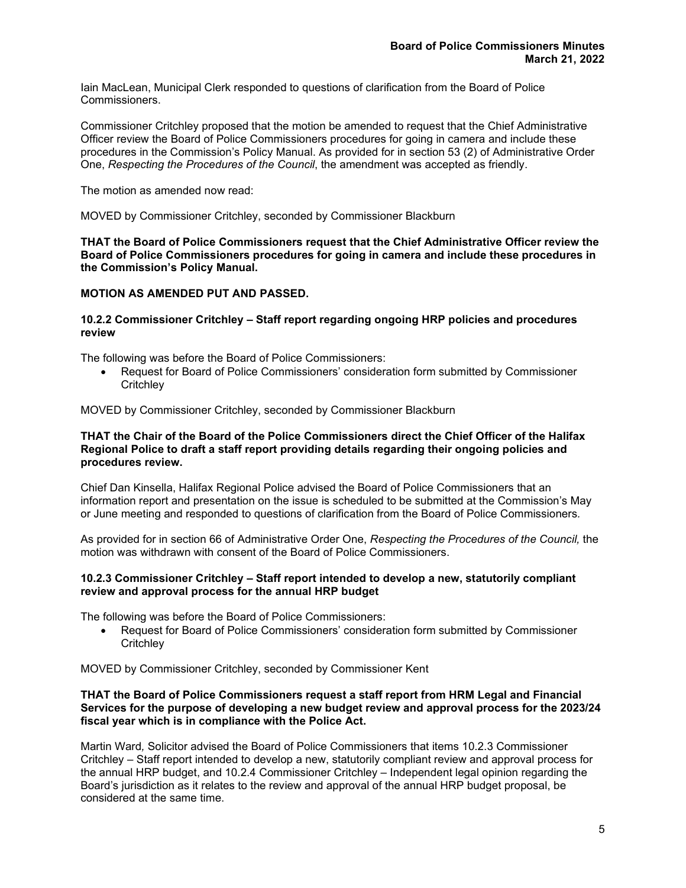Iain MacLean, Municipal Clerk responded to questions of clarification from the Board of Police Commissioners.

Commissioner Critchley proposed that the motion be amended to request that the Chief Administrative Officer review the Board of Police Commissioners procedures for going in camera and include these procedures in the Commission's Policy Manual. As provided for in section 53 (2) of Administrative Order One, *Respecting the Procedures of the Council*, the amendment was accepted as friendly.

The motion as amended now read:

MOVED by Commissioner Critchley, seconded by Commissioner Blackburn

**THAT the Board of Police Commissioners request that the Chief Administrative Officer review the Board of Police Commissioners procedures for going in camera and include these procedures in the Commission's Policy Manual.**

**MOTION AS AMENDED PUT AND PASSED.**

### 10.2.2 Commissioner Critchley – Staff report regarding ongoing HRP policies and procedures review

The following was before the Board of Police Commissioners:

- Request for Board of Police Commissioners' consideration form submitted by Commissioner Critchley

MOVED by Commissioner Critchley, seconded by Commissioner Blackburn

**THAT the Chair of the Board of the Police Commissioners direct the Chief Officer of the Halifax Regional Police to draft a staff report providing details regarding their ongoing policies and procedures review.**

Chief Dan Kinsella, Halifax Regional Police advised the Board of Police Commissioners that an information report and presentation on the issue is scheduled to be submitted at the Commission's May or June meeting and responded to questions of clarification from the Board of Police Commissioners.

As provided for in section 66 of Administrative Order One, *Respecting the Procedures of the Council,* the motion was withdrawn with consent of the Board of Police Commissioners.

### 10.2.3 Commissioner Critchley – Staff report intended to develop a new, statutorily compliant review and approval process for the annual HRP budget

The following was before the Board of Police Commissioners:

- Request for Board of Police Commissioners' consideration form submitted by Commissioner Critchley

MOVED by Commissioner Critchley, seconded by Commissioner Kent

**THAT the Board of Police Commissioners request a staff report from HRM Legal and Financial Services for the purpose of developing a new budget review and approval process for the 2023/24 fiscal year which is in compliance with the Police Act.**

Martin Ward*,* Solicitor advised the Board of Police Commissioners that items 10.2.3 Commissioner Critchley – Staff report intended to develop a new, statutorily compliant review and approval process for the annual HRP budget, and 10.2.4 Commissioner Critchley – Independent legal opinion regarding the Board's jurisdiction as it relates to the review and approval of the annual HRP budget proposal, be considered at the same time.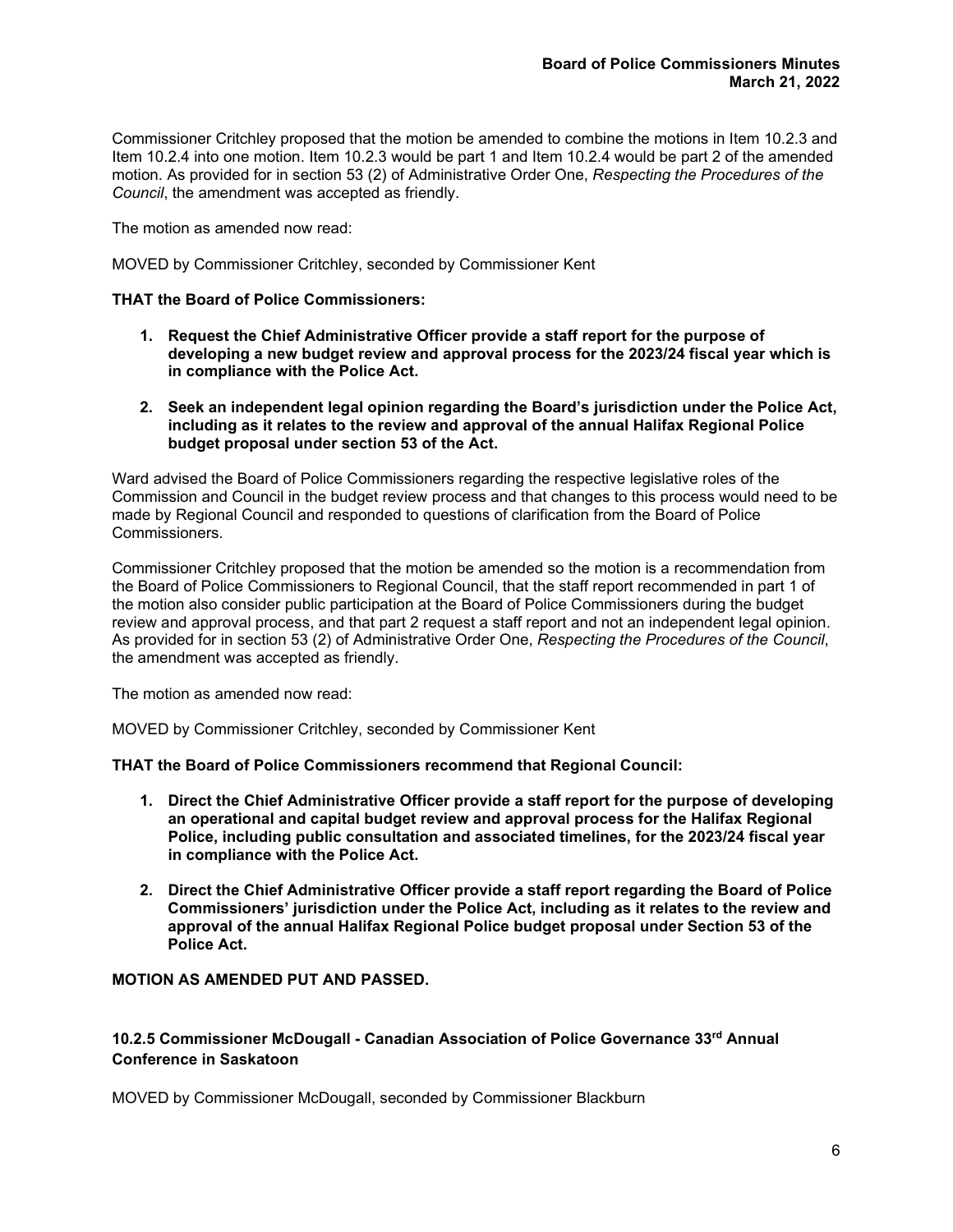Commissioner Critchley proposed that the motion be amended to combine the motions in Item 10.2.3 and Item 10.2.4 into one motion. Item 10.2.3 would be part 1 and Item 10.2.4 would be part 2 of the amended motion. As provided for in section 53 (2) of Administrative Order One, *Respecting the Procedures of the Council*, the amendment was accepted as friendly.

The motion as amended now read:

MOVED by Commissioner Critchley, seconded by Commissioner Kent

**THAT the Board of Police Commissioners:**

1. **Request the Chief Administrative Officer provide a staff report for the purpose of developing a new budget review and approval process for the 2023/24 fiscal year which is in compliance with the Police Act.**
2. **Seek an independent legal opinion regarding the Board's jurisdiction under the Police Act, including as it relates to the review and approval of the annual Halifax Regional Police budget proposal under section 53 of the Act.**

Ward advised the Board of Police Commissioners regarding the respective legislative roles of the Commission and Council in the budget review process and that changes to this process would need to be made by Regional Council and responded to questions of clarification from the Board of Police Commissioners.

Commissioner Critchley proposed that the motion be amended so the motion is a recommendation from the Board of Police Commissioners to Regional Council, that the staff report recommended in part 1 of the motion also consider public participation at the Board of Police Commissioners during the budget review and approval process, and that part 2 request a staff report and not an independent legal opinion. As provided for in section 53 (2) of Administrative Order One, *Respecting the Procedures of the Council*, the amendment was accepted as friendly.

The motion as amended now read:

MOVED by Commissioner Critchley, seconded by Commissioner Kent

**THAT the Board of Police Commissioners recommend that Regional Council:**

1. **Direct the Chief Administrative Officer provide a staff report for the purpose of developing an operational and capital budget review and approval process for the Halifax Regional Police, including public consultation and associated timelines, for the 2023/24 fiscal year in compliance with the Police Act.**
2. **Direct the Chief Administrative Officer provide a staff report regarding the Board of Police Commissioners' jurisdiction under the Police Act, including as it relates to the review and approval of the annual Halifax Regional Police budget proposal under Section 53 of the Police Act.**

**MOTION AS AMENDED PUT AND PASSED.**

### 10.2.5 Commissioner McDougall - Canadian Association of Police Governance 33rd Annual Conference in Saskatoon

MOVED by Commissioner McDougall, seconded by Commissioner Blackburn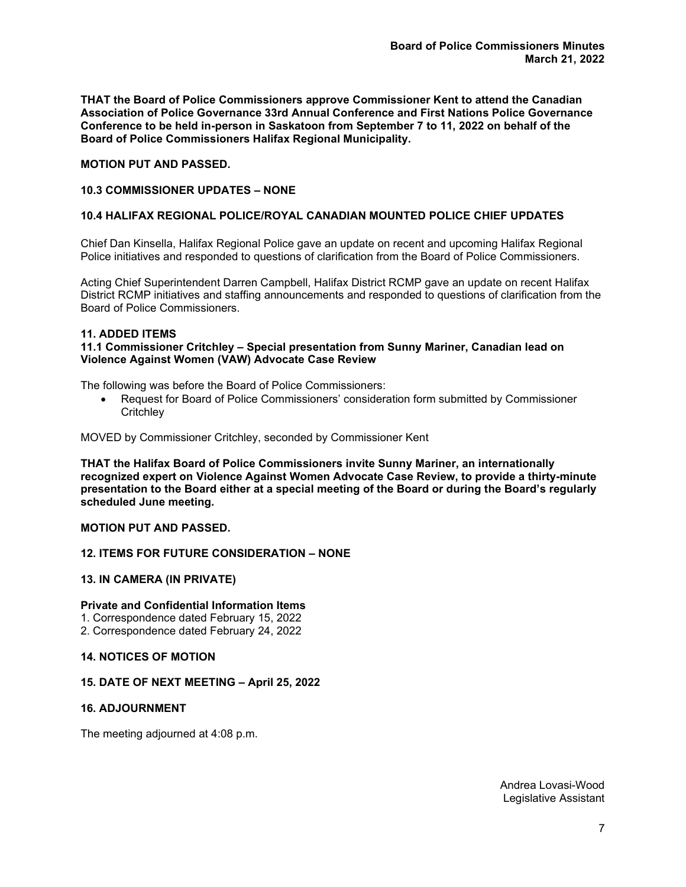**THAT the Board of Police Commissioners approve Commissioner Kent to attend the Canadian Association of Police Governance 33rd Annual Conference and First Nations Police Governance Conference to be held in-person in Saskatoon from September 7 to 11, 2022 on behalf of the Board of Police Commissioners Halifax Regional Municipality.**

**MOTION PUT AND PASSED.**

**10.3 COMMISSIONER UPDATES – NONE**

**10.4 HALIFAX REGIONAL POLICE/ROYAL CANADIAN MOUNTED POLICE CHIEF UPDATES**

Chief Dan Kinsella, Halifax Regional Police gave an update on recent and upcoming Halifax Regional Police initiatives and responded to questions of clarification from the Board of Police Commissioners.

Acting Chief Superintendent Darren Campbell, Halifax District RCMP gave an update on recent Halifax District RCMP initiatives and staffing announcements and responded to questions of clarification from the Board of Police Commissioners.

**11. ADDED ITEMS**

**11.1 Commissioner Critchley – Special presentation from Sunny Mariner, Canadian lead on Violence Against Women (VAW) Advocate Case Review**

The following was before the Board of Police Commissioners:

- Request for Board of Police Commissioners' consideration form submitted by Commissioner Critchley

MOVED by Commissioner Critchley, seconded by Commissioner Kent

**THAT the Halifax Board of Police Commissioners invite Sunny Mariner, an internationally recognized expert on Violence Against Women Advocate Case Review, to provide a thirty-minute presentation to the Board either at a special meeting of the Board or during the Board's regularly scheduled June meeting.**

**MOTION PUT AND PASSED.**

**12. ITEMS FOR FUTURE CONSIDERATION – NONE**

**13. IN CAMERA (IN PRIVATE)**

**Private and Confidential Information Items**

1. Correspondence dated February 15, 2022
2. Correspondence dated February 24, 2022

**14. NOTICES OF MOTION**

**15. DATE OF NEXT MEETING – April 25, 2022**

**16. ADJOURNMENT**

The meeting adjourned at 4:08 p.m.

Andrea Lovasi-Wood
Legislative Assistant